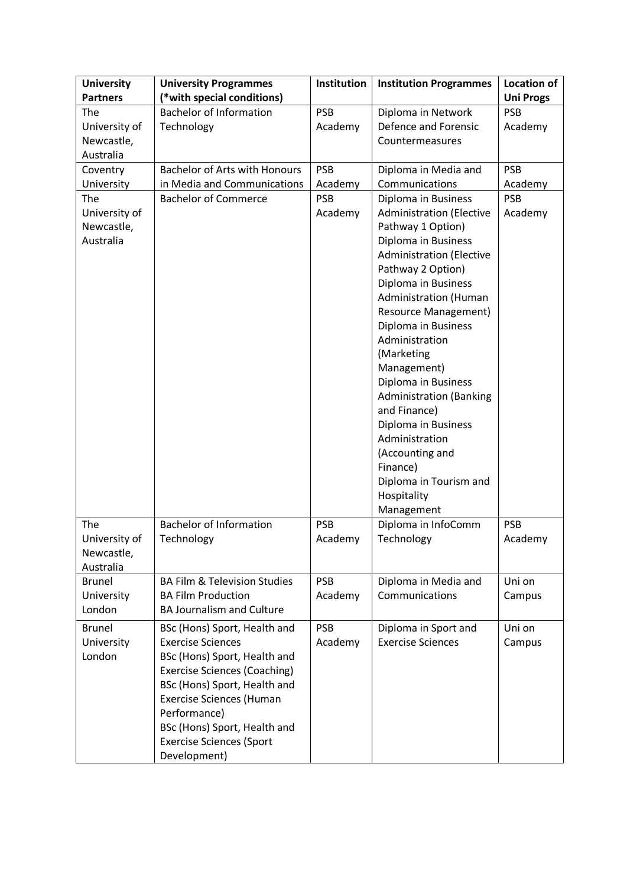| University Partners | University Programmes (*with special conditions) | Institution | Institution Programmes | Location of Uni Progs |
|---|---|---|---|---|
| The University of Newcastle, Australia | Bachelor of Information Technology | PSB Academy | Diploma in Network Defence and Forensic Countermeasures | PSB Academy |
| Coventry University | Bachelor of Arts with Honours in Media and Communications | PSB Academy | Diploma in Media and Communications | PSB Academy |
| The University of Newcastle, Australia | Bachelor of Commerce | PSB Academy | Diploma in Business Administration (Elective Pathway 1 Option)<br>Diploma in Business Administration (Elective Pathway 2 Option)<br>Diploma in Business Administration (Human Resource Management)<br>Diploma in Business Administration (Marketing Management)<br>Diploma in Business Administration (Banking and Finance)<br>Diploma in Business Administration (Accounting and Finance)<br>Diploma in Tourism and Hospitality Management | PSB Academy |
| The University of Newcastle, Australia | Bachelor of Information Technology | PSB Academy | Diploma in InfoComm Technology | PSB Academy |
| Brunel University London | BA Film & Television Studies<br>BA Film Production<br>BA Journalism and Culture | PSB Academy | Diploma in Media and Communications | Uni on Campus |
| Brunel University London | BSc (Hons) Sport, Health and Exercise Sciences<br>BSc (Hons) Sport, Health and Exercise Sciences (Coaching)<br>BSc (Hons) Sport, Health and Exercise Sciences (Human Performance)<br>BSc (Hons) Sport, Health and Exercise Sciences (Sport Development) | PSB Academy | Diploma in Sport and Exercise Sciences | Uni on Campus |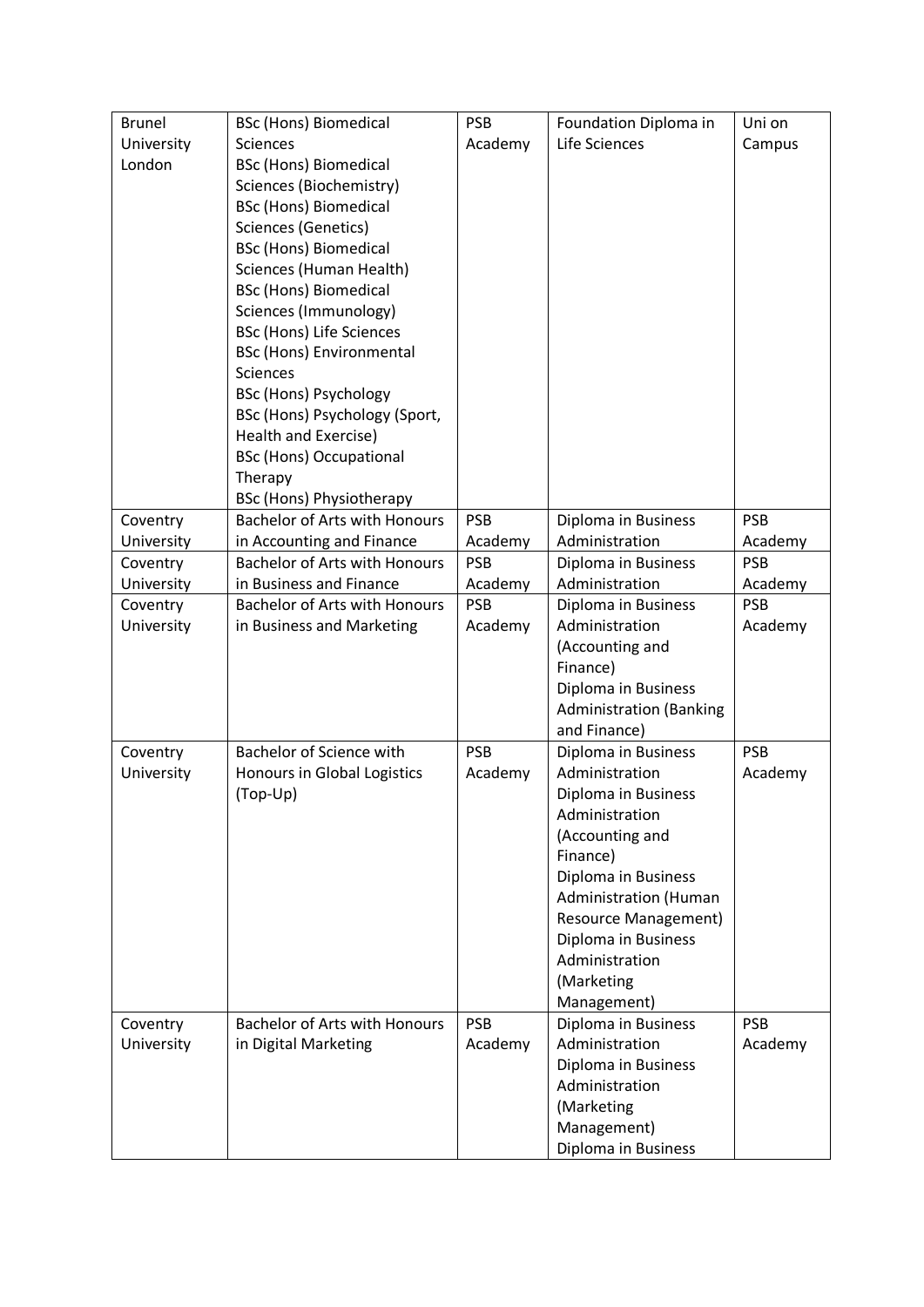| Brunel University London | BSc (Hons) Biomedical Sciences<br>BSc (Hons) Biomedical Sciences (Biochemistry)<br>BSc (Hons) Biomedical Sciences (Genetics)<br>BSc (Hons) Biomedical Sciences (Human Health)<br>BSc (Hons) Biomedical Sciences (Immunology)<br>BSc (Hons) Life Sciences<br>BSc (Hons) Environmental Sciences<br>BSc (Hons) Psychology<br>BSc (Hons) Psychology (Sport, Health and Exercise)<br>BSc (Hons) Occupational Therapy<br>BSc (Hons) Physiotherapy | PSB Academy | Foundation Diploma in Life Sciences | Uni on Campus |
|---|---|---|---|---|
| Coventry University | Bachelor of Arts with Honours in Accounting and Finance | PSB Academy | Diploma in Business Administration | PSB Academy |
| Coventry University | Bachelor of Arts with Honours in Business and Finance | PSB Academy | Diploma in Business Administration | PSB Academy |
| Coventry University | Bachelor of Arts with Honours in Business and Marketing | PSB Academy | Diploma in Business Administration (Accounting and Finance)<br>Diploma in Business Administration (Banking and Finance) | PSB Academy |
| Coventry University | Bachelor of Science with Honours in Global Logistics (Top-Up) | PSB Academy | Diploma in Business Administration<br>Diploma in Business Administration (Accounting and Finance)<br>Diploma in Business Administration (Human Resource Management)<br>Diploma in Business Administration (Marketing Management) | PSB Academy |
| Coventry University | Bachelor of Arts with Honours in Digital Marketing | PSB Academy | Diploma in Business Administration<br>Diploma in Business Administration (Marketing Management)<br>Diploma in Business | PSB Academy |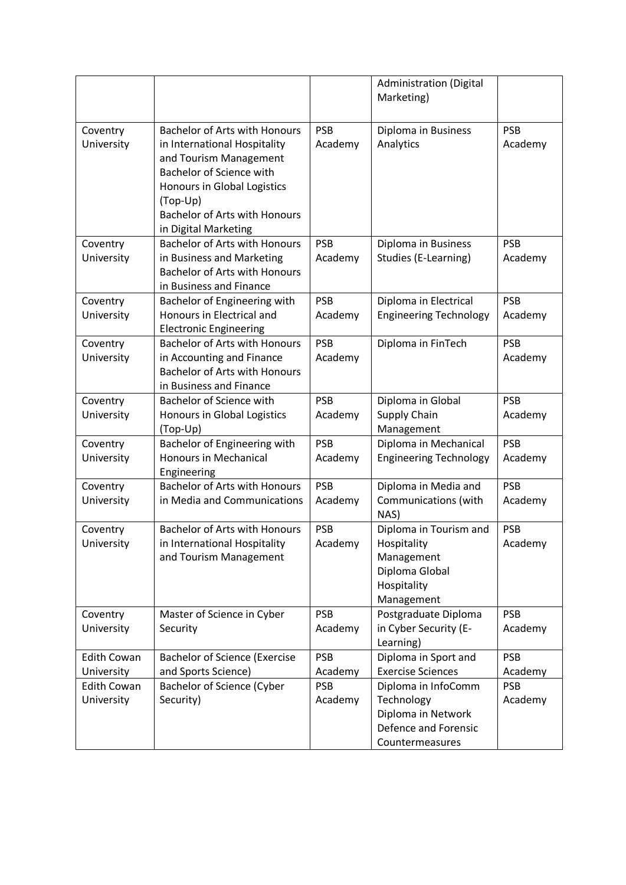| | | | Administration (Digital Marketing) | |
|---|---|---|---|---|
| Coventry University | Bachelor of Arts with Honours in International Hospitality and Tourism Management<br>Bachelor of Science with Honours in Global Logistics (Top-Up)<br>Bachelor of Arts with Honours in Digital Marketing | PSB Academy | Diploma in Business Analytics | PSB Academy |
| Coventry University | Bachelor of Arts with Honours in Business and Marketing<br>Bachelor of Arts with Honours in Business and Finance | PSB Academy | Diploma in Business Studies (E-Learning) | PSB Academy |
| Coventry University | Bachelor of Engineering with Honours in Electrical and Electronic Engineering | PSB Academy | Diploma in Electrical Engineering Technology | PSB Academy |
| Coventry University | Bachelor of Arts with Honours in Accounting and Finance<br>Bachelor of Arts with Honours in Business and Finance | PSB Academy | Diploma in FinTech | PSB Academy |
| Coventry University | Bachelor of Science with Honours in Global Logistics (Top-Up) | PSB Academy | Diploma in Global Supply Chain Management | PSB Academy |
| Coventry University | Bachelor of Engineering with Honours in Mechanical Engineering | PSB Academy | Diploma in Mechanical Engineering Technology | PSB Academy |
| Coventry University | Bachelor of Arts with Honours in Media and Communications | PSB Academy | Diploma in Media and Communications (with NAS) | PSB Academy |
| Coventry University | Bachelor of Arts with Honours in International Hospitality and Tourism Management | PSB Academy | Diploma in Tourism and Hospitality Management<br>Diploma Global Hospitality Management | PSB Academy |
| Coventry University | Master of Science in Cyber Security | PSB Academy | Postgraduate Diploma in Cyber Security (E-Learning) | PSB Academy |
| Edith Cowan University | Bachelor of Science (Exercise and Sports Science) | PSB Academy | Diploma in Sport and Exercise Sciences | PSB Academy |
| Edith Cowan University | Bachelor of Science (Cyber Security) | PSB Academy | Diploma in InfoComm Technology<br>Diploma in Network Defence and Forensic Countermeasures | PSB Academy |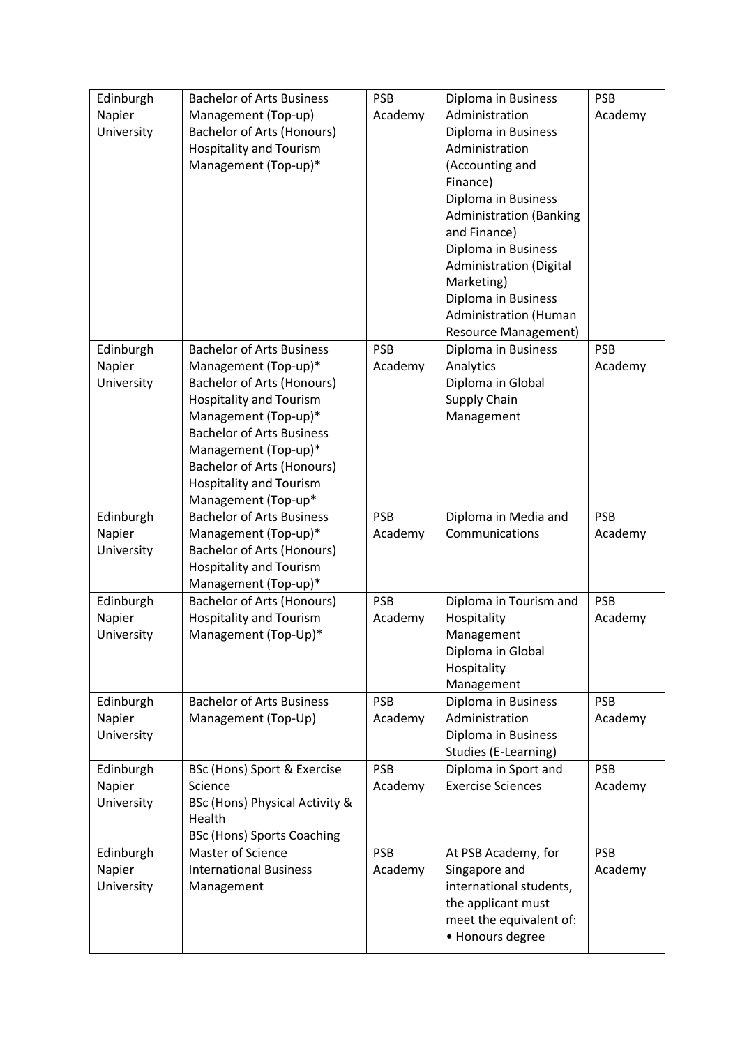| | | | | |
|---|---|---|---|---|
| Edinburgh Napier University | Bachelor of Arts Business Management (Top-up)<br>Bachelor of Arts (Honours) Hospitality and Tourism Management (Top-up)* | PSB Academy | Diploma in Business Administration<br>Diploma in Business Administration (Accounting and Finance)<br>Diploma in Business Administration (Banking and Finance)<br>Diploma in Business Administration (Digital Marketing)<br>Diploma in Business Administration (Human Resource Management) | PSB Academy |
| Edinburgh Napier University | Bachelor of Arts Business Management (Top-up)*<br>Bachelor of Arts (Honours) Hospitality and Tourism Management (Top-up)*<br>Bachelor of Arts Business Management (Top-up)*<br>Bachelor of Arts (Honours) Hospitality and Tourism Management (Top-up* | PSB Academy | Diploma in Business Analytics<br>Diploma in Global Supply Chain Management | PSB Academy |
| Edinburgh Napier University | Bachelor of Arts Business Management (Top-up)*<br>Bachelor of Arts (Honours) Hospitality and Tourism Management (Top-up)* | PSB Academy | Diploma in Media and Communications | PSB Academy |
| Edinburgh Napier University | Bachelor of Arts (Honours) Hospitality and Tourism Management (Top-Up)* | PSB Academy | Diploma in Tourism and Hospitality Management<br>Diploma in Global Hospitality Management | PSB Academy |
| Edinburgh Napier University | Bachelor of Arts Business Management (Top-Up) | PSB Academy | Diploma in Business Administration<br>Diploma in Business Studies (E-Learning) | PSB Academy |
| Edinburgh Napier University | BSc (Hons) Sport & Exercise Science<br>BSc (Hons) Physical Activity & Health<br>BSc (Hons) Sports Coaching | PSB Academy | Diploma in Sport and Exercise Sciences | PSB Academy |
| Edinburgh Napier University | Master of Science International Business Management | PSB Academy | At PSB Academy, for Singapore and international students, the applicant must meet the equivalent of:<br>• Honours degree | PSB Academy |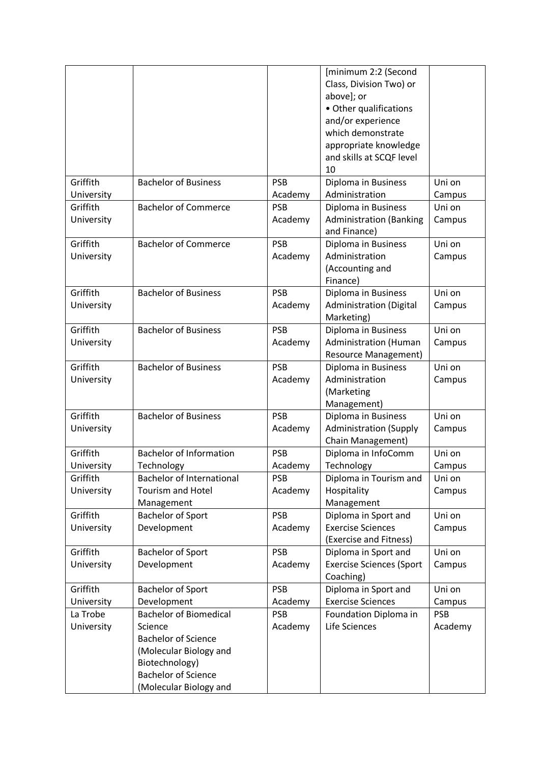| | | | [minimum 2:2 (Second Class, Division Two) or above]; or • Other qualifications and/or experience which demonstrate appropriate knowledge and skills at SCQF level 10 | |
|---|---|---|---|---|
| Griffith University | Bachelor of Business | PSB Academy | Diploma in Business Administration | Uni on Campus |
| Griffith University | Bachelor of Commerce | PSB Academy | Diploma in Business Administration (Banking and Finance) | Uni on Campus |
| Griffith University | Bachelor of Commerce | PSB Academy | Diploma in Business Administration (Accounting and Finance) | Uni on Campus |
| Griffith University | Bachelor of Business | PSB Academy | Diploma in Business Administration (Digital Marketing) | Uni on Campus |
| Griffith University | Bachelor of Business | PSB Academy | Diploma in Business Administration (Human Resource Management) | Uni on Campus |
| Griffith University | Bachelor of Business | PSB Academy | Diploma in Business Administration (Marketing Management) | Uni on Campus |
| Griffith University | Bachelor of Business | PSB Academy | Diploma in Business Administration (Supply Chain Management) | Uni on Campus |
| Griffith University | Bachelor of Information Technology | PSB Academy | Diploma in InfoComm Technology | Uni on Campus |
| Griffith University | Bachelor of International Tourism and Hotel Management | PSB Academy | Diploma in Tourism and Hospitality Management | Uni on Campus |
| Griffith University | Bachelor of Sport Development | PSB Academy | Diploma in Sport and Exercise Sciences (Exercise and Fitness) | Uni on Campus |
| Griffith University | Bachelor of Sport Development | PSB Academy | Diploma in Sport and Exercise Sciences (Sport Coaching) | Uni on Campus |
| Griffith University | Bachelor of Sport Development | PSB Academy | Diploma in Sport and Exercise Sciences | Uni on Campus |
| La Trobe University | Bachelor of Biomedical Science<br>Bachelor of Science (Molecular Biology and Biotechnology)<br>Bachelor of Science (Molecular Biology and | PSB Academy | Foundation Diploma in Life Sciences | PSB Academy |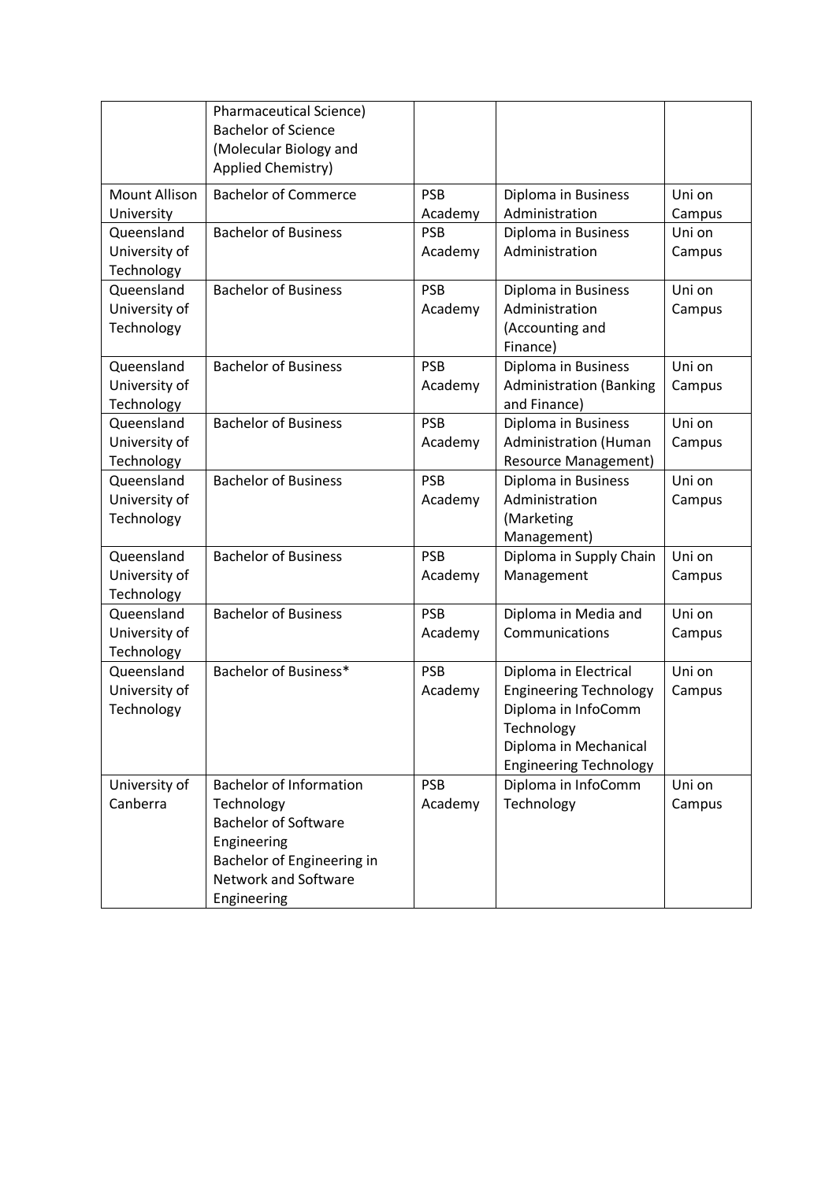| | | | | |
|---|---|---|---|---|
| | Pharmaceutical Science)<br>Bachelor of Science (Molecular Biology and Applied Chemistry) | | | |
| Mount Allison University | Bachelor of Commerce | PSB Academy | Diploma in Business Administration | Uni on Campus |
| Queensland University of Technology | Bachelor of Business | PSB Academy | Diploma in Business Administration | Uni on Campus |
| Queensland University of Technology | Bachelor of Business | PSB Academy | Diploma in Business Administration (Accounting and Finance) | Uni on Campus |
| Queensland University of Technology | Bachelor of Business | PSB Academy | Diploma in Business Administration (Banking and Finance) | Uni on Campus |
| Queensland University of Technology | Bachelor of Business | PSB Academy | Diploma in Business Administration (Human Resource Management) | Uni on Campus |
| Queensland University of Technology | Bachelor of Business | PSB Academy | Diploma in Business Administration (Marketing Management) | Uni on Campus |
| Queensland University of Technology | Bachelor of Business | PSB Academy | Diploma in Supply Chain Management | Uni on Campus |
| Queensland University of Technology | Bachelor of Business | PSB Academy | Diploma in Media and Communications | Uni on Campus |
| Queensland University of Technology | Bachelor of Business* | PSB Academy | Diploma in Electrical Engineering Technology<br>Diploma in InfoComm Technology<br>Diploma in Mechanical Engineering Technology | Uni on Campus |
| University of Canberra | Bachelor of Information Technology<br>Bachelor of Software Engineering<br>Bachelor of Engineering in Network and Software Engineering | PSB Academy | Diploma in InfoComm Technology | Uni on Campus |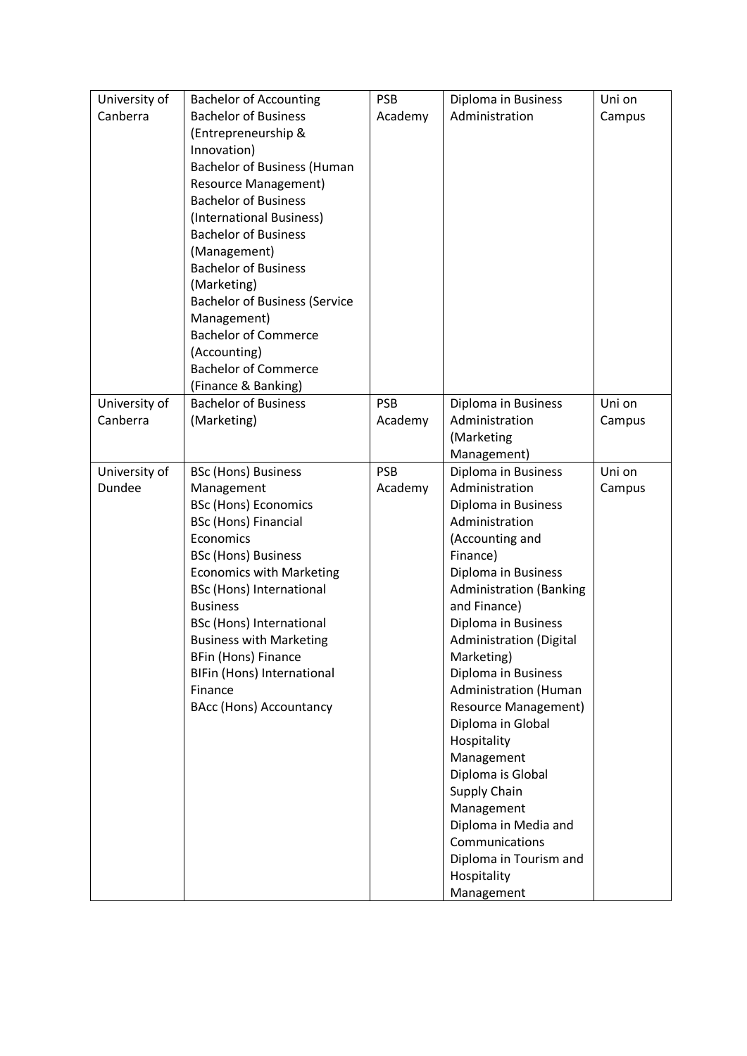| University of Canberra | Bachelor of Accounting<br>Bachelor of Business (Entrepreneurship & Innovation)<br>Bachelor of Business (Human Resource Management)<br>Bachelor of Business (International Business)<br>Bachelor of Business (Management)<br>Bachelor of Business (Marketing)<br>Bachelor of Business (Service Management)<br>Bachelor of Commerce (Accounting)<br>Bachelor of Commerce (Finance & Banking) | PSB Academy | Diploma in Business Administration | Uni on Campus |
|---|---|---|---|---|
| University of Canberra | Bachelor of Business (Marketing) | PSB Academy | Diploma in Business Administration (Marketing Management) | Uni on Campus |
| University of Dundee | BSc (Hons) Business Management<br>BSc (Hons) Economics<br>BSc (Hons) Financial Economics<br>BSc (Hons) Business Economics with Marketing<br>BSc (Hons) International Business<br>BSc (Hons) International Business with Marketing<br>BFin (Hons) Finance<br>BIFin (Hons) International Finance<br>BAcc (Hons) Accountancy | PSB Academy | Diploma in Business Administration<br>Diploma in Business Administration (Accounting and Finance)<br>Diploma in Business Administration (Banking and Finance)<br>Diploma in Business Administration (Digital Marketing)<br>Diploma in Business Administration (Human Resource Management)<br>Diploma in Global Hospitality Management<br>Diploma is Global Supply Chain Management<br>Diploma in Media and Communications<br>Diploma in Tourism and Hospitality Management | Uni on Campus |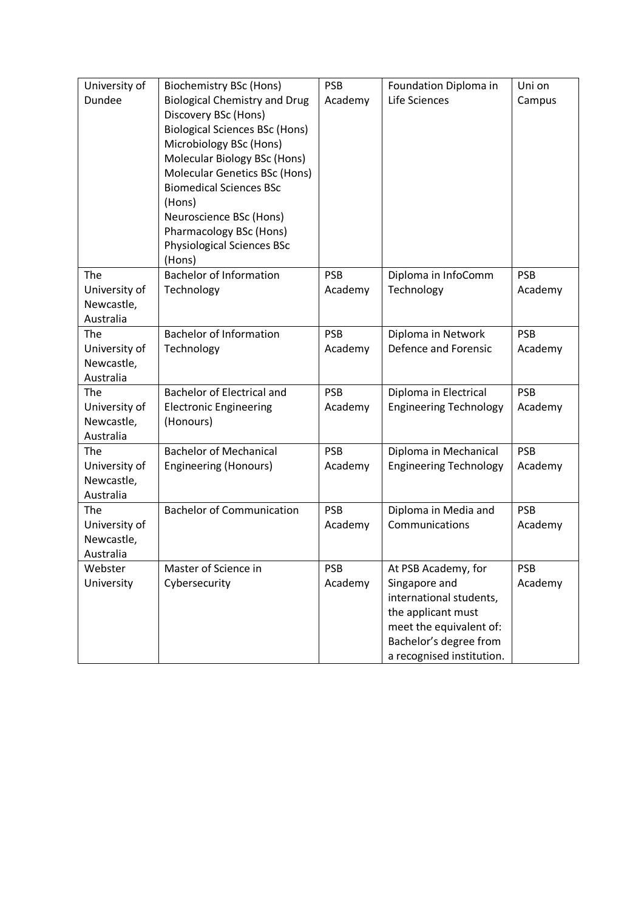| University of Dundee | Biochemistry BSc (Hons)<br>Biological Chemistry and Drug Discovery BSc (Hons)<br>Biological Sciences BSc (Hons)<br>Microbiology BSc (Hons)<br>Molecular Biology BSc (Hons)<br>Molecular Genetics BSc (Hons)<br>Biomedical Sciences BSc (Hons)<br>Neuroscience BSc (Hons)<br>Pharmacology BSc (Hons)<br>Physiological Sciences BSc (Hons) | PSB Academy | Foundation Diploma in Life Sciences | Uni on Campus |
|---|---|---|---|---|
| The University of Newcastle, Australia | Bachelor of Information Technology | PSB Academy | Diploma in InfoComm Technology | PSB Academy |
| The University of Newcastle, Australia | Bachelor of Information Technology | PSB Academy | Diploma in Network Defence and Forensic | PSB Academy |
| The University of Newcastle, Australia | Bachelor of Electrical and Electronic Engineering (Honours) | PSB Academy | Diploma in Electrical Engineering Technology | PSB Academy |
| The University of Newcastle, Australia | Bachelor of Mechanical Engineering (Honours) | PSB Academy | Diploma in Mechanical Engineering Technology | PSB Academy |
| The University of Newcastle, Australia | Bachelor of Communication | PSB Academy | Diploma in Media and Communications | PSB Academy |
| Webster University | Master of Science in Cybersecurity | PSB Academy | At PSB Academy, for Singapore and international students, the applicant must meet the equivalent of: Bachelor's degree from a recognised institution. | PSB Academy |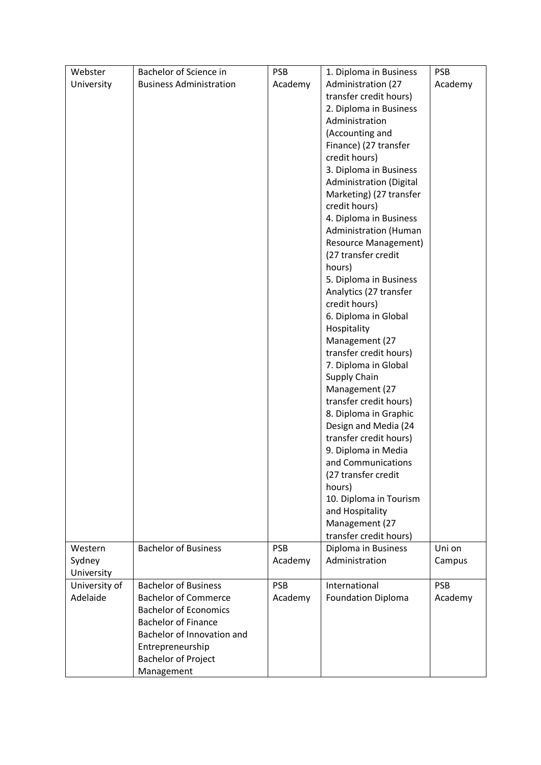| Webster University | Bachelor of Science in Business Administration | PSB Academy | 1. Diploma in Business Administration (27 transfer credit hours)<br>2. Diploma in Business Administration (Accounting and Finance) (27 transfer credit hours)<br>3. Diploma in Business Administration (Digital Marketing) (27 transfer credit hours)<br>4. Diploma in Business Administration (Human Resource Management) (27 transfer credit hours)<br>5. Diploma in Business Analytics (27 transfer credit hours)<br>6. Diploma in Global Hospitality Management (27 transfer credit hours)<br>7. Diploma in Global Supply Chain Management (27 transfer credit hours)<br>8. Diploma in Graphic Design and Media (24 transfer credit hours)<br>9. Diploma in Media and Communications (27 transfer credit hours)<br>10. Diploma in Tourism and Hospitality Management (27 transfer credit hours) | PSB Academy |
|---|---|---|---|---|
| Western Sydney University | Bachelor of Business | PSB Academy | Diploma in Business Administration | Uni on Campus |
| University of Adelaide | Bachelor of Business<br>Bachelor of Commerce<br>Bachelor of Economics<br>Bachelor of Finance<br>Bachelor of Innovation and Entrepreneurship<br>Bachelor of Project Management | PSB Academy | International Foundation Diploma | PSB Academy |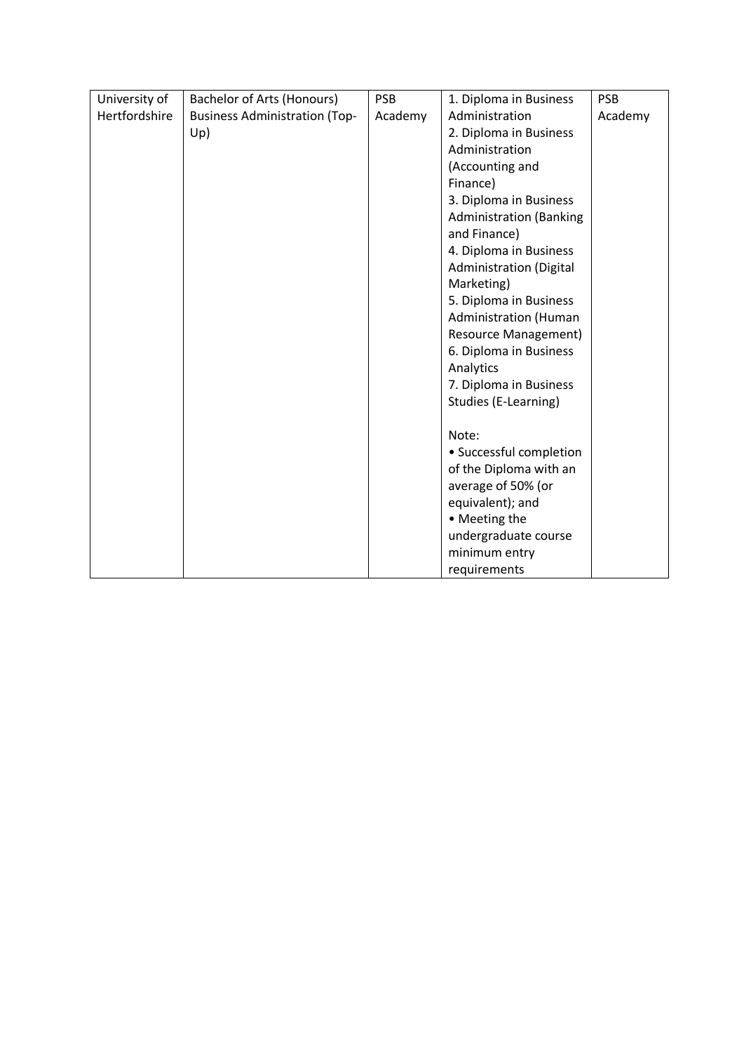| | | | | |
|---|---|---|---|---|
| University of Hertfordshire | Bachelor of Arts (Honours) Business Administration (Top-Up) | PSB Academy | 1. Diploma in Business Administration<br>2. Diploma in Business Administration (Accounting and Finance)<br>3. Diploma in Business Administration (Banking and Finance)<br>4. Diploma in Business Administration (Digital Marketing)<br>5. Diploma in Business Administration (Human Resource Management)<br>6. Diploma in Business Analytics<br>7. Diploma in Business Studies (E-Learning)<br><br>Note:<br>• Successful completion of the Diploma with an average of 50% (or equivalent); and<br>• Meeting the undergraduate course minimum entry requirements | PSB Academy |